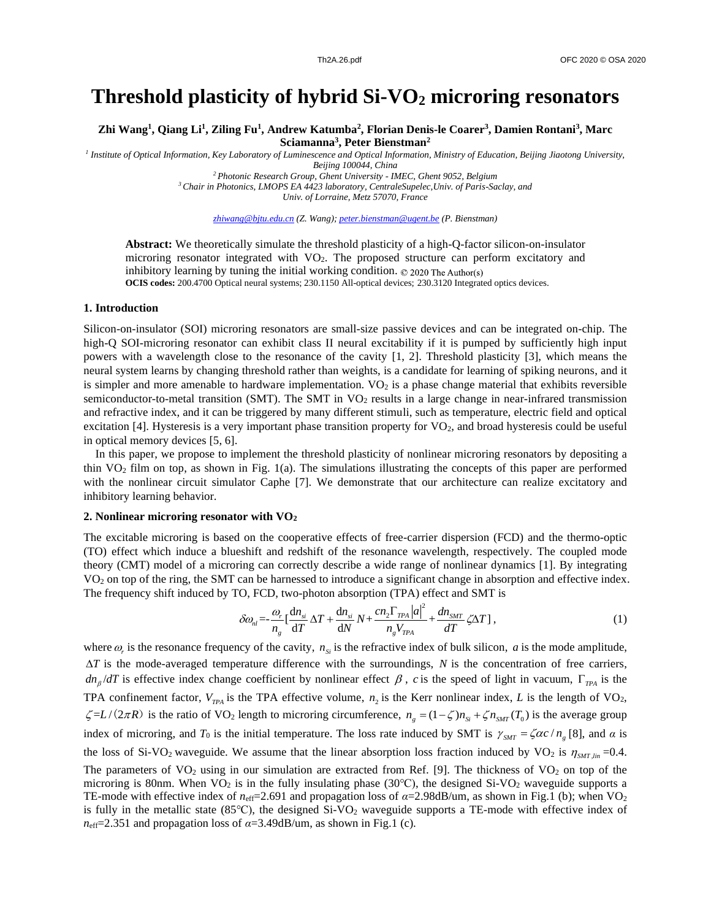# Threshold plasticity of hybrid Si-$VO_2$ microring resonators

**Zhi Wang[1], Qiang Li[1], Ziling Fu[1], Andrew Katumba[2], Florian Denis-le Coarer[3], Damien Rontani[3], Marc Sciamanna[3], Peter Bienstman[2]**

*[1] Institute of Optical Information, Key Laboratory of Luminescence and Optical Information, Ministry of Education, Beijing Jiaotong University, Beijing 100044, China*

*[2] Photonic Research Group, Ghent University - IMEC, Ghent 9052, Belgium*

*[3] Chair in Photonics, LMOPS EA 4423 laboratory, CentraleSupelec,Univ. of Paris-Saclay, and Univ. of Lorraine, Metz 57070, France*

*zhiwang@bjtu.edu.cn (Z. Wang); peter.bienstman@ugent.be (P. Bienstman)*

**Abstract:** We theoretically simulate the threshold plasticity of a high-Q-factor silicon-on-insulator microring resonator integrated with $VO_2$. The proposed structure can perform excitatory and inhibitory learning by tuning the initial working condition. © 2020 The Author(s)

**OCIS codes:** 200.4700 Optical neural systems; 230.1150 All-optical devices; 230.3120 Integrated optics devices.

## 1. Introduction

Silicon-on-insulator (SOI) microring resonators are small-size passive devices and can be integrated on-chip. The high-Q SOI-microring resonator can exhibit class II neural excitability if it is pumped by sufficiently high input powers with a wavelength close to the resonance of the cavity [1, 2]. Threshold plasticity [3], which means the neural system learns by changing threshold rather than weights, is a candidate for learning of spiking neurons, and it is simpler and more amenable to hardware implementation. $VO_2$ is a phase change material that exhibits reversible semiconductor-to-metal transition (SMT). The SMT in $VO_2$ results in a large change in near-infrared transmission and refractive index, and it can be triggered by many different stimuli, such as temperature, electric field and optical excitation [4]. Hysteresis is a very important phase transition property for $VO_2$, and broad hysteresis could be useful in optical memory devices [5, 6].

In this paper, we propose to implement the threshold plasticity of nonlinear microring resonators by depositing a thin $VO_2$ film on top, as shown in Fig. 1(a). The simulations illustrating the concepts of this paper are performed with the nonlinear circuit simulator Caphe [7]. We demonstrate that our architecture can realize excitatory and inhibitory learning behavior.

## 2. Nonlinear microring resonator with $VO_2$

The excitable microring is based on the cooperative effects of free-carrier dispersion (FCD) and the thermo-optic (TO) effect which induce a blueshift and redshift of the resonance wavelength, respectively. The coupled mode theory (CMT) model of a microring can correctly describe a wide range of nonlinear dynamics [1]. By integrating $VO_2$ on top of the ring, the SMT can be harnessed to introduce a significant change in absorption and effective index. The frequency shift induced by TO, FCD, two-photon absorption (TPA) effect and SMT is

$$\delta\omega_{nl} = -\frac{\omega_r}{n_g}\left[\frac{dn_{si}}{dT}\Delta T + \frac{dn_{si}}{dN}N + \frac{cn_2\Gamma_{TPA}|a|^2}{n_g V_{TPA}} + \frac{dn_{SMT}}{dT}\zeta\Delta T\right], \tag{1}$$

where $\omega_r$ is the resonance frequency of the cavity, $n_{Si}$ is the refractive index of bulk silicon, $a$ is the mode amplitude, $\Delta T$ is the mode-averaged temperature difference with the surroundings, $N$ is the concentration of free carriers, $dn_\beta/dT$ is effective index change coefficient by nonlinear effect $\beta$, $c$ is the speed of light in vacuum, $\Gamma_{TPA}$ is the TPA confinement factor, $V_{TPA}$ is the TPA effective volume, $n_2$ is the Kerr nonlinear index, $L$ is the length of $VO_2$, $\zeta = L/(2\pi R)$ is the ratio of $VO_2$ length to microring circumference, $n_g = (1-\zeta)n_{Si} + \zeta n_{SMT}(T_0)$ is the average group index of microring, and $T_0$ is the initial temperature. The loss rate induced by SMT is $\gamma_{SMT} = \zeta\alpha c/n_g$ [8], and $\alpha$ is the loss of Si-$VO_2$ waveguide. We assume that the linear absorption loss fraction induced by $VO_2$ is $\eta_{SMT,lin}$ =0.4. The parameters of $VO_2$ using in our simulation are extracted from Ref. [9]. The thickness of $VO_2$ on top of the microring is 80nm. When $VO_2$ is in the fully insulating phase (30°C), the designed Si-$VO_2$ waveguide supports a TE-mode with effective index of $n_{eff}$=2.691 and propagation loss of $\alpha$=2.98dB/um, as shown in Fig.1 (b); when $VO_2$ is fully in the metallic state (85°C), the designed Si-$VO_2$ waveguide supports a TE-mode with effective index of $n_{eff}$=2.351 and propagation loss of $\alpha$=3.49dB/um, as shown in Fig.1 (c).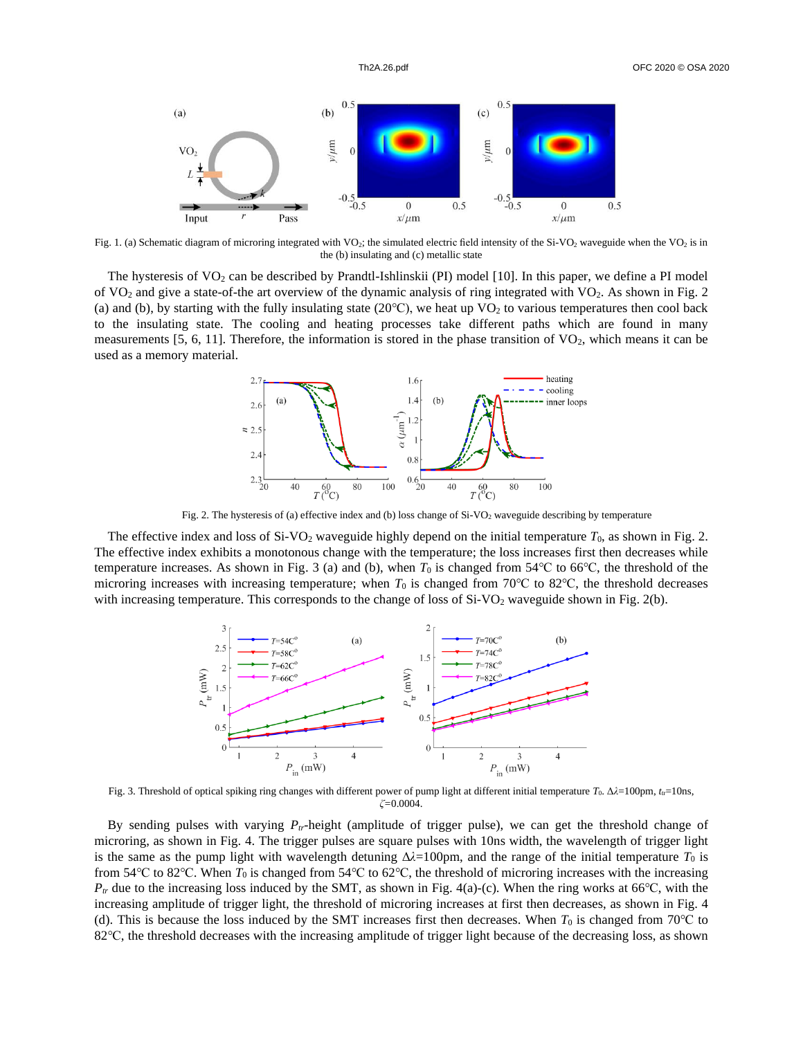Fig. 1. (a) Schematic diagram of microring integrated with $VO_2$; the simulated electric field intensity of the Si-$VO_2$ waveguide when the $VO_2$ is in the (b) insulating and (c) metallic state

The hysteresis of $VO_2$ can be described by Prandtl-Ishlinskii (PI) model [10]. In this paper, we define a PI model of $VO_2$ and give a state-of-the art overview of the dynamic analysis of ring integrated with $VO_2$. As shown in Fig. 2 (a) and (b), by starting with the fully insulating state (20°C), we heat up $VO_2$ to various temperatures then cool back to the insulating state. The cooling and heating processes take different paths which are found in many measurements [5, 6, 11]. Therefore, the information is stored in the phase transition of $VO_2$, which means it can be used as a memory material.

Fig. 2. The hysteresis of (a) effective index and (b) loss change of Si-$VO_2$ waveguide describing by temperature

The effective index and loss of Si-$VO_2$ waveguide highly depend on the initial temperature $T_0$, as shown in Fig. 2. The effective index exhibits a monotonous change with the temperature; the loss increases first then decreases while temperature increases. As shown in Fig. 3 (a) and (b), when $T_0$ is changed from 54°C to 66°C, the threshold of the microring increases with increasing temperature; when $T_0$ is changed from 70°C to 82°C, the threshold decreases with increasing temperature. This corresponds to the change of loss of Si-$VO_2$ waveguide shown in Fig. 2(b).

Fig. 3. Threshold of optical spiking ring changes with different power of pump light at different initial temperature $T_0$. $\Delta\lambda$=100pm, $t_{tr}$=10ns, $\zeta$=0.0004.

By sending pulses with varying $P_{tr}$-height (amplitude of trigger pulse), we can get the threshold change of microring, as shown in Fig. 4. The trigger pulses are square pulses with 10ns width, the wavelength of trigger light is the same as the pump light with wavelength detuning $\Delta\lambda$=100pm, and the range of the initial temperature $T_0$ is from 54°C to 82°C. When $T_0$ is changed from 54°C to 62°C, the threshold of microring increases with the increasing $P_{tr}$ due to the increasing loss induced by the SMT, as shown in Fig. 4(a)-(c). When the ring works at 66°C, with the increasing amplitude of trigger light, the threshold of microring increases at first then decreases, as shown in Fig. 4 (d). This is because the loss induced by the SMT increases first then decreases. When $T_0$ is changed from 70°C to 82°C, the threshold decreases with the increasing amplitude of trigger light because of the decreasing loss, as shown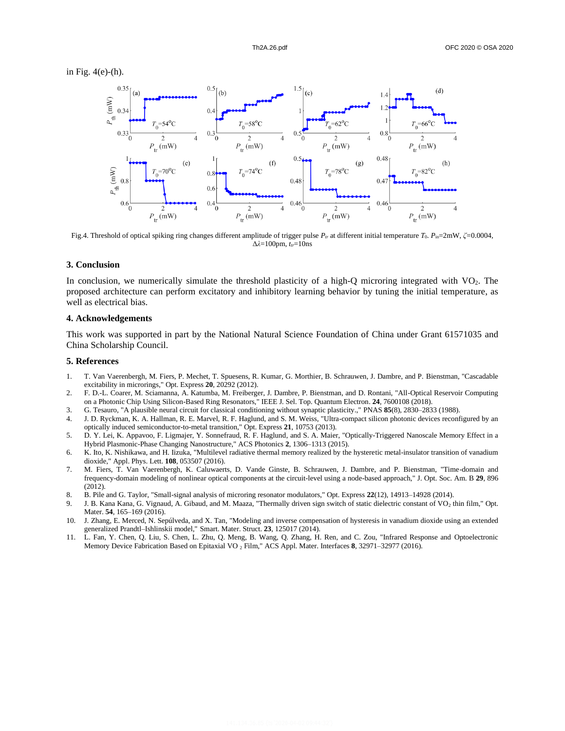in Fig. 4(e)-(h).

(a) $T_0$=54°C
(b) $T_0$=58°C
(c) $T_0$=62°C
(d) $T_0$=66°C
(e) $T_0$=70°C
(f) $T_0$=74°C
(g) $T_0$=78°C
(h) $T_0$=82°C

$P_{th}$ (mW)

$P_{tr}$ (mW)

Fig.4. Threshold of optical spiking ring changes different amplitude of trigger pulse $P_{tr}$ at different initial temperature $T_0$. $P_{in}$=2mW, $\zeta$=0.0004, $\Delta\lambda$=100pm, $t_{tr}$=10ns

## 3. Conclusion

In conclusion, we numerically simulate the threshold plasticity of a high-Q microring integrated with $VO_2$. The proposed architecture can perform excitatory and inhibitory learning behavior by tuning the initial temperature, as well as electrical bias.

## 4. Acknowledgements

This work was supported in part by the National Natural Science Foundation of China under Grant 61571035 and China Scholarship Council.

## 5. References

1. T. Van Vaerenbergh, M. Fiers, P. Mechet, T. Spuesens, R. Kumar, G. Morthier, B. Schrauwen, J. Dambre, and P. Bienstman, "Cascadable excitability in microrings," Opt. Express **20**, 20292 (2012).
2. F. D.-L. Coarer, M. Sciamanna, A. Katumba, M. Freiberger, J. Dambre, P. Bienstman, and D. Rontani, "All-Optical Reservoir Computing on a Photonic Chip Using Silicon-Based Ring Resonators," IEEE J. Sel. Top. Quantum Electron. **24**, 7600108 (2018).
3. G. Tesauro, "A plausible neural circuit for classical conditioning without synaptic plasticity.," PNAS **85**(8), 2830–2833 (1988).
4. J. D. Ryckman, K. A. Hallman, R. E. Marvel, R. F. Haglund, and S. M. Weiss, "Ultra-compact silicon photonic devices reconfigured by an optically induced semiconductor-to-metal transition," Opt. Express **21**, 10753 (2013).
5. D. Y. Lei, K. Appavoo, F. Ligmajer, Y. Sonnefraud, R. F. Haglund, and S. A. Maier, "Optically-Triggered Nanoscale Memory Effect in a Hybrid Plasmonic-Phase Changing Nanostructure," ACS Photonics **2**, 1306–1313 (2015).
6. K. Ito, K. Nishikawa, and H. Iizuka, "Multilevel radiative thermal memory realized by the hysteretic metal-insulator transition of vanadium dioxide," Appl. Phys. Lett. **108**, 053507 (2016).
7. M. Fiers, T. Van Vaerenbergh, K. Caluwaerts, D. Vande Ginste, B. Schrauwen, J. Dambre, and P. Bienstman, "Time-domain and frequency-domain modeling of nonlinear optical components at the circuit-level using a node-based approach," J. Opt. Soc. Am. B **29**, 896 (2012).
8. B. Pile and G. Taylor, "Small-signal analysis of microring resonator modulators," Opt. Express **22**(12), 14913–14928 (2014).
9. J. B. Kana Kana, G. Vignaud, A. Gibaud, and M. Maaza, "Thermally driven sign switch of static dielectric constant of $VO_2$ thin film," Opt. Mater. **54**, 165–169 (2016).
10. J. Zhang, E. Merced, N. Sepúlveda, and X. Tan, "Modeling and inverse compensation of hysteresis in vanadium dioxide using an extended generalized Prandtl–Ishlinskii model," Smart. Mater. Struct. **23**, 125017 (2014).
11. L. Fan, Y. Chen, Q. Liu, S. Chen, L. Zhu, Q. Meng, B. Wang, Q. Zhang, H. Ren, and C. Zou, "Infrared Response and Optoelectronic Memory Device Fabrication Based on Epitaxial $VO_2$ Film," ACS Appl. Mater. Interfaces **8**, 32971–32977 (2016).